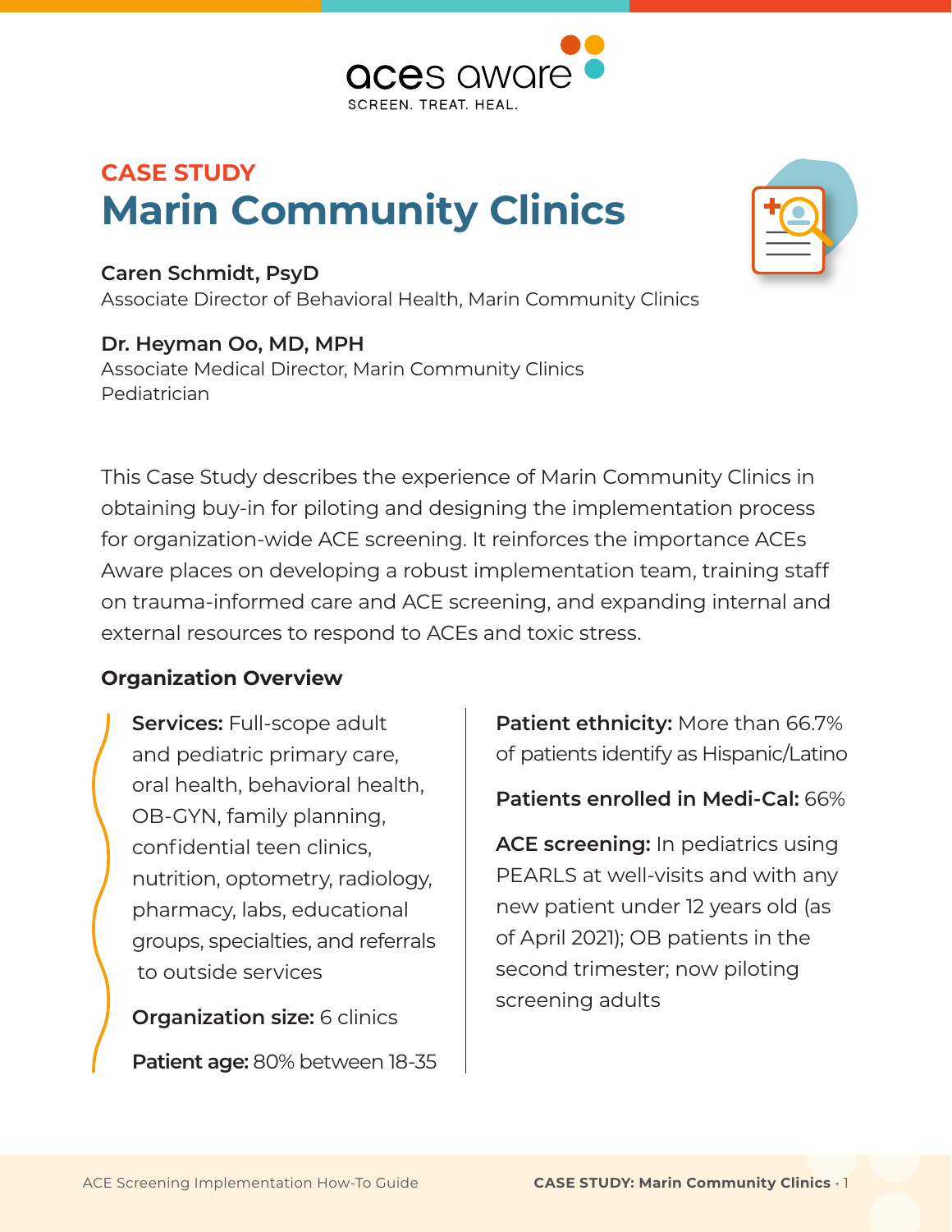aces aware
SCREEN. TREAT. HEAL.

## CASE STUDY

# Marin Community Clinics

**Caren Schmidt, PsyD**
Associate Director of Behavioral Health, Marin Community Clinics

**Dr. Heyman Oo, MD, MPH**
Associate Medical Director, Marin Community Clinics
Pediatrician

This Case Study describes the experience of Marin Community Clinics in obtaining buy-in for piloting and designing the implementation process for organization-wide ACE screening. It reinforces the importance ACEs Aware places on developing a robust implementation team, training staff on trauma-informed care and ACE screening, and expanding internal and external resources to respond to ACEs and toxic stress.

### Organization Overview

**Services:** Full-scope adult and pediatric primary care, oral health, behavioral health, OB-GYN, family planning, confidential teen clinics, nutrition, optometry, radiology, pharmacy, labs, educational groups, specialties, and referrals to outside services

**Organization size:** 6 clinics

**Patient age:** 80% between 18-35

**Patient ethnicity:** More than 66.7% of patients identify as Hispanic/Latino

**Patients enrolled in Medi-Cal:** 66%

**ACE screening:** In pediatrics using PEARLS at well-visits and with any new patient under 12 years old (as of April 2021); OB patients in the second trimester; now piloting screening adults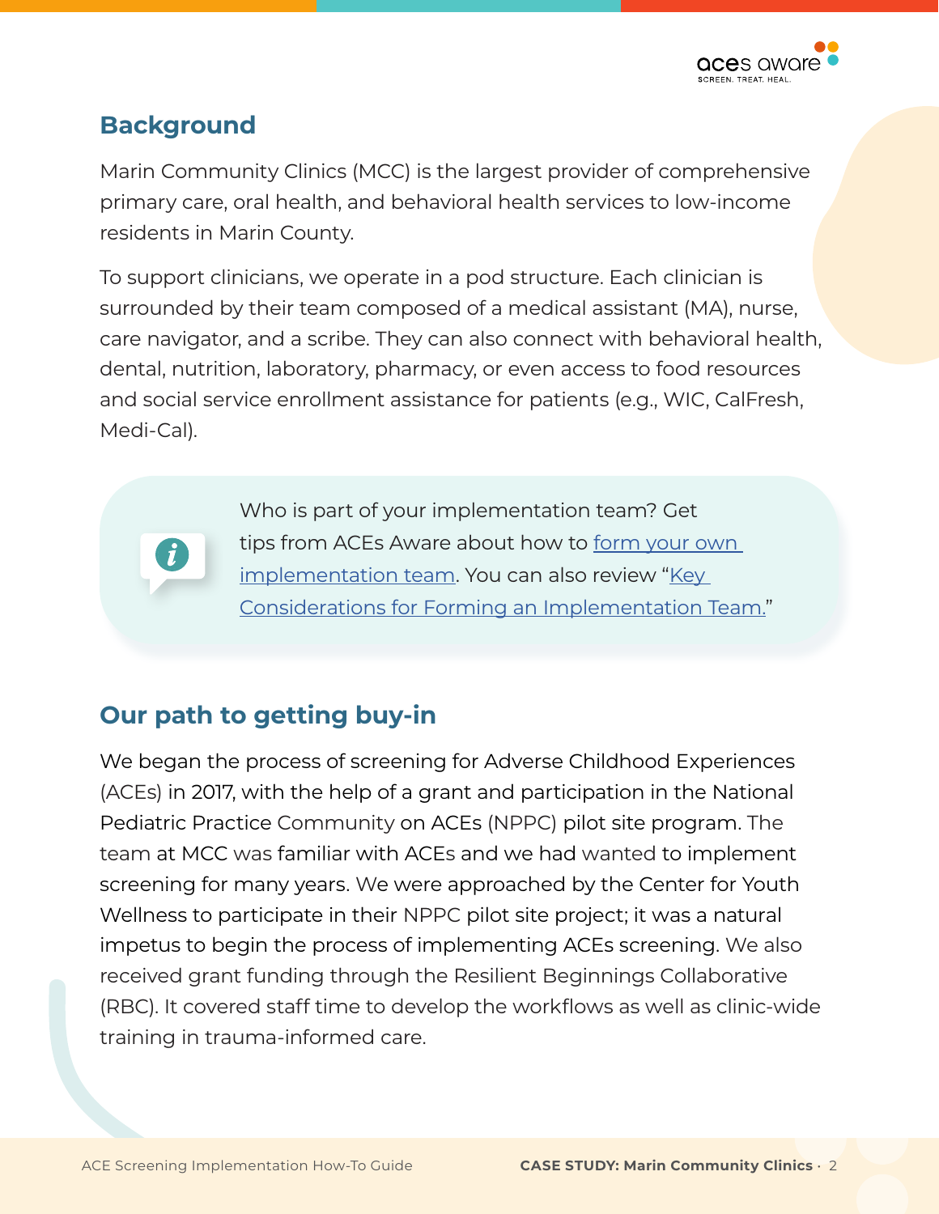## Background

Marin Community Clinics (MCC) is the largest provider of comprehensive primary care, oral health, and behavioral health services to low-income residents in Marin County.

To support clinicians, we operate in a pod structure. Each clinician is surrounded by their team composed of a medical assistant (MA), nurse, care navigator, and a scribe. They can also connect with behavioral health, dental, nutrition, laboratory, pharmacy, or even access to food resources and social service enrollment assistance for patients (e.g., WIC, CalFresh, Medi-Cal).

> Who is part of your implementation team? Get tips from ACEs Aware about how to form your own implementation team. You can also review "Key Considerations for Forming an Implementation Team."

## Our path to getting buy-in

We began the process of screening for Adverse Childhood Experiences (ACEs) in 2017, with the help of a grant and participation in the National Pediatric Practice Community on ACEs (NPPC) pilot site program. The team at MCC was familiar with ACEs and we had wanted to implement screening for many years. We were approached by the Center for Youth Wellness to participate in their NPPC pilot site project; it was a natural impetus to begin the process of implementing ACEs screening. We also received grant funding through the Resilient Beginnings Collaborative (RBC). It covered staff time to develop the workflows as well as clinic-wide training in trauma-informed care.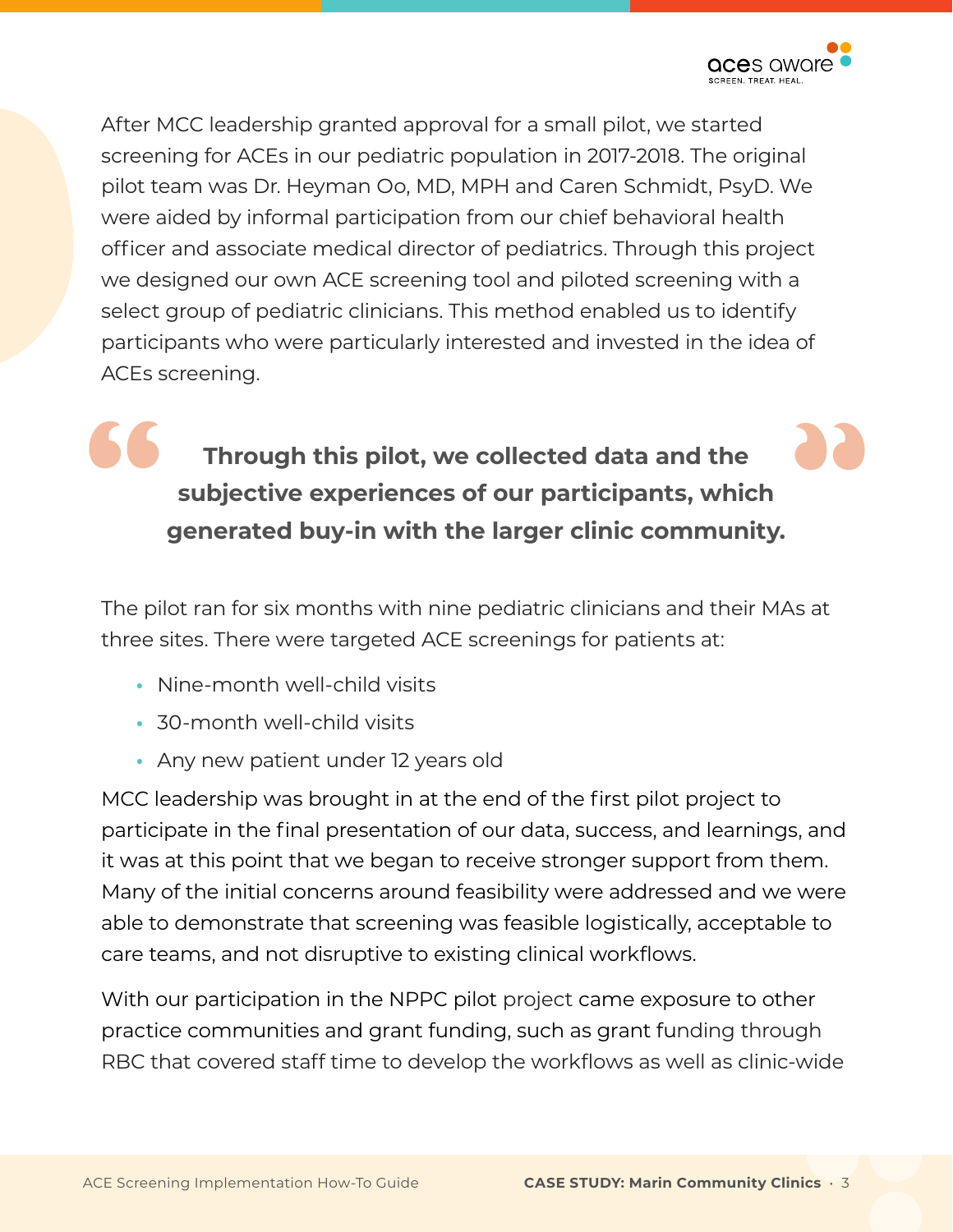After MCC leadership granted approval for a small pilot, we started screening for ACEs in our pediatric population in 2017-2018. The original pilot team was Dr. Heyman Oo, MD, MPH and Caren Schmidt, PsyD. We were aided by informal participation from our chief behavioral health officer and associate medical director of pediatrics. Through this project we designed our own ACE screening tool and piloted screening with a select group of pediatric clinicians. This method enabled us to identify participants who were particularly interested and invested in the idea of ACEs screening.

> **Through this pilot, we collected data and the subjective experiences of our participants, which generated buy-in with the larger clinic community.**

The pilot ran for six months with nine pediatric clinicians and their MAs at three sites. There were targeted ACE screenings for patients at:

- Nine-month well-child visits
- 30-month well-child visits
- Any new patient under 12 years old

MCC leadership was brought in at the end of the first pilot project to participate in the final presentation of our data, success, and learnings, and it was at this point that we began to receive stronger support from them. Many of the initial concerns around feasibility were addressed and we were able to demonstrate that screening was feasible logistically, acceptable to care teams, and not disruptive to existing clinical workflows.

With our participation in the NPPC pilot project came exposure to other practice communities and grant funding, such as grant funding through RBC that covered staff time to develop the workflows as well as clinic-wide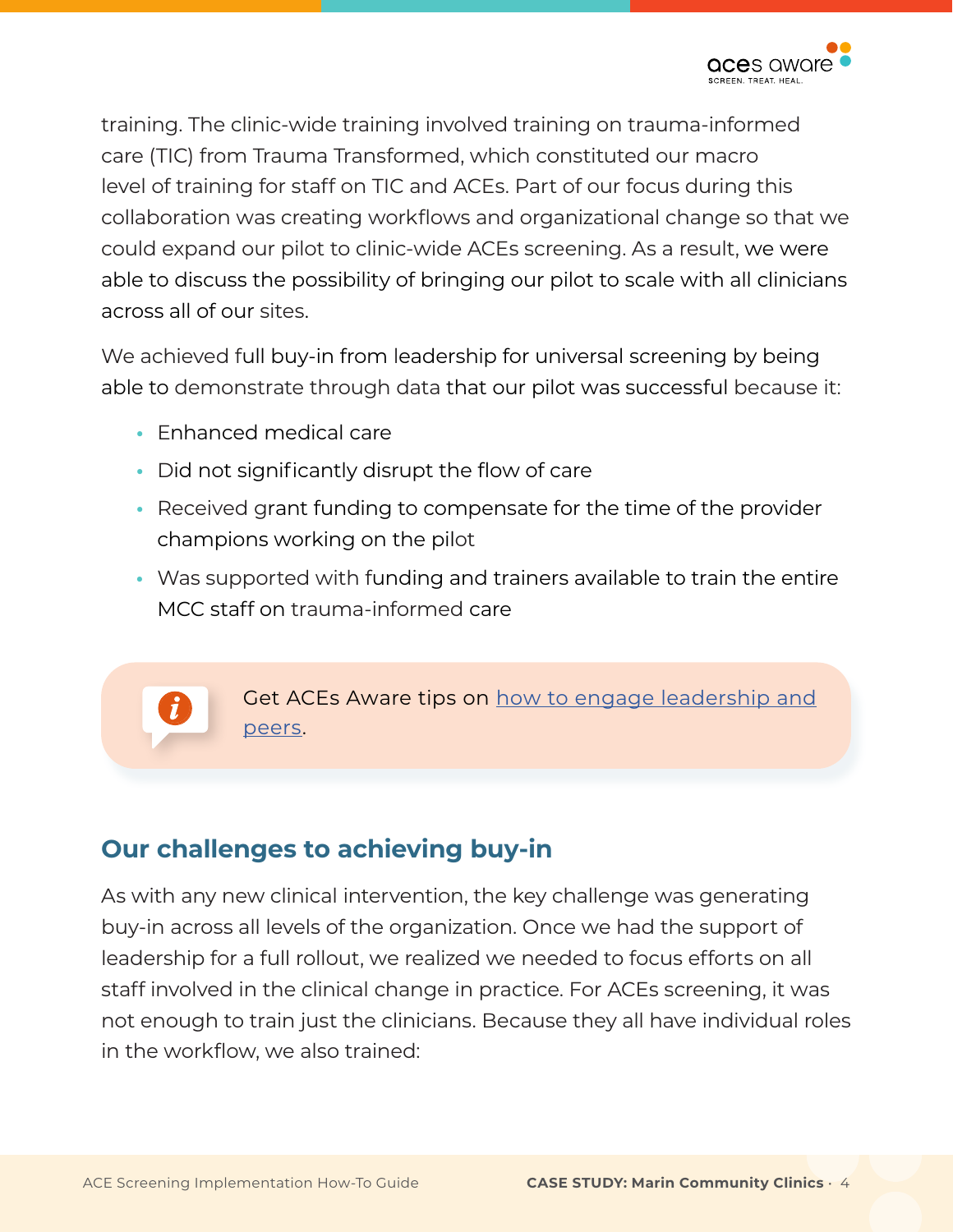training. The clinic-wide training involved training on trauma-informed care (TIC) from Trauma Transformed, which constituted our macro level of training for staff on TIC and ACEs. Part of our focus during this collaboration was creating workflows and organizational change so that we could expand our pilot to clinic-wide ACEs screening. As a result, we were able to discuss the possibility of bringing our pilot to scale with all clinicians across all of our sites.

We achieved full buy-in from leadership for universal screening by being able to demonstrate through data that our pilot was successful because it:

- Enhanced medical care
- Did not significantly disrupt the flow of care
- Received grant funding to compensate for the time of the provider champions working on the pilot
- Was supported with funding and trainers available to train the entire MCC staff on trauma-informed care

Get ACEs Aware tips on how to engage leadership and peers.

## Our challenges to achieving buy-in

As with any new clinical intervention, the key challenge was generating buy-in across all levels of the organization. Once we had the support of leadership for a full rollout, we realized we needed to focus efforts on all staff involved in the clinical change in practice. For ACEs screening, it was not enough to train just the clinicians. Because they all have individual roles in the workflow, we also trained: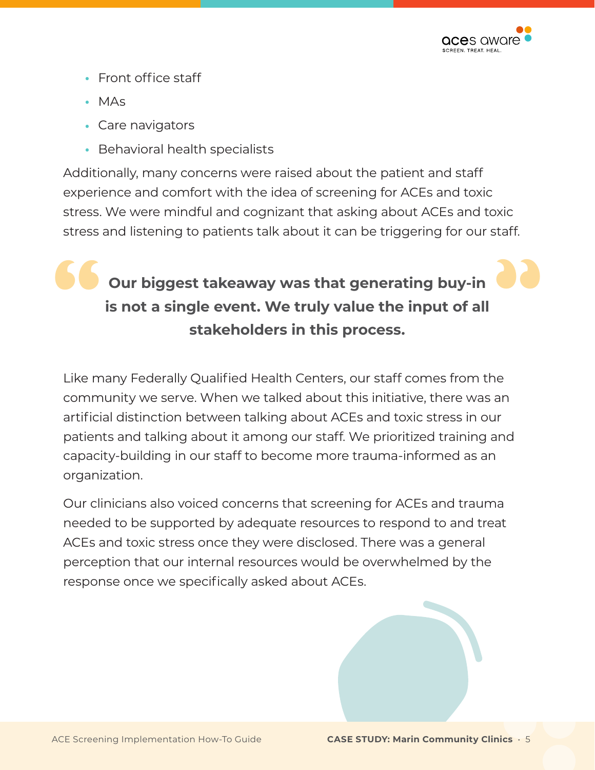- Front office staff
- MAs
- Care navigators
- Behavioral health specialists

Additionally, many concerns were raised about the patient and staff experience and comfort with the idea of screening for ACEs and toxic stress. We were mindful and cognizant that asking about ACEs and toxic stress and listening to patients talk about it can be triggering for our staff.

> **Our biggest takeaway was that generating buy-in is not a single event. We truly value the input of all stakeholders in this process.**

Like many Federally Qualified Health Centers, our staff comes from the community we serve. When we talked about this initiative, there was an artificial distinction between talking about ACEs and toxic stress in our patients and talking about it among our staff. We prioritized training and capacity-building in our staff to become more trauma-informed as an organization.

Our clinicians also voiced concerns that screening for ACEs and trauma needed to be supported by adequate resources to respond to and treat ACEs and toxic stress once they were disclosed. There was a general perception that our internal resources would be overwhelmed by the response once we specifically asked about ACEs.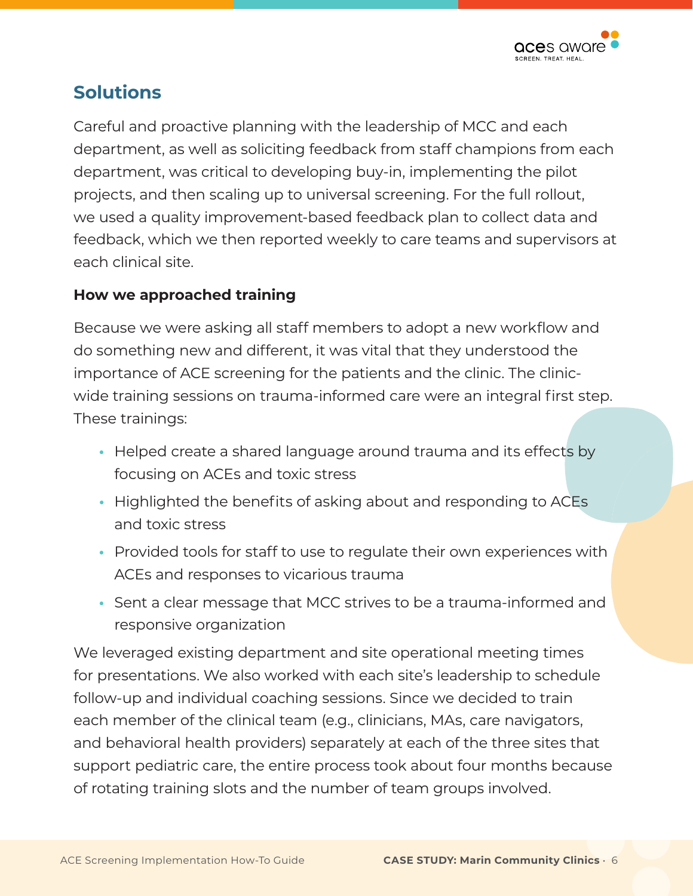## Solutions

Careful and proactive planning with the leadership of MCC and each department, as well as soliciting feedback from staff champions from each department, was critical to developing buy-in, implementing the pilot projects, and then scaling up to universal screening. For the full rollout, we used a quality improvement-based feedback plan to collect data and feedback, which we then reported weekly to care teams and supervisors at each clinical site.

### How we approached training

Because we were asking all staff members to adopt a new workflow and do something new and different, it was vital that they understood the importance of ACE screening for the patients and the clinic. The clinic-wide training sessions on trauma-informed care were an integral first step. These trainings:

- Helped create a shared language around trauma and its effects by focusing on ACEs and toxic stress
- Highlighted the benefits of asking about and responding to ACEs and toxic stress
- Provided tools for staff to use to regulate their own experiences with ACEs and responses to vicarious trauma
- Sent a clear message that MCC strives to be a trauma-informed and responsive organization

We leveraged existing department and site operational meeting times for presentations. We also worked with each site's leadership to schedule follow-up and individual coaching sessions. Since we decided to train each member of the clinical team (e.g., clinicians, MAs, care navigators, and behavioral health providers) separately at each of the three sites that support pediatric care, the entire process took about four months because of rotating training slots and the number of team groups involved.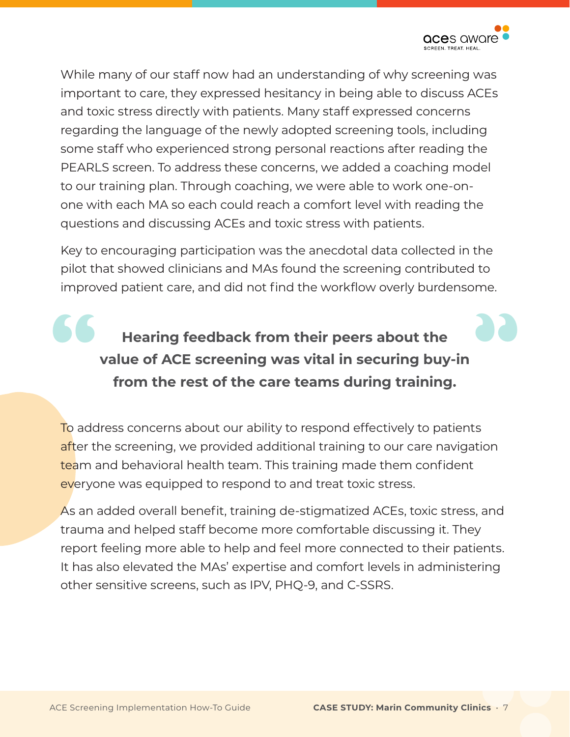While many of our staff now had an understanding of why screening was important to care, they expressed hesitancy in being able to discuss ACEs and toxic stress directly with patients. Many staff expressed concerns regarding the language of the newly adopted screening tools, including some staff who experienced strong personal reactions after reading the PEARLS screen. To address these concerns, we added a coaching model to our training plan. Through coaching, we were able to work one-on-one with each MA so each could reach a comfort level with reading the questions and discussing ACEs and toxic stress with patients.

Key to encouraging participation was the anecdotal data collected in the pilot that showed clinicians and MAs found the screening contributed to improved patient care, and did not find the workflow overly burdensome.

> **Hearing feedback from their peers about the value of ACE screening was vital in securing buy-in from the rest of the care teams during training.**

To address concerns about our ability to respond effectively to patients after the screening, we provided additional training to our care navigation team and behavioral health team. This training made them confident everyone was equipped to respond to and treat toxic stress.

As an added overall benefit, training de-stigmatized ACEs, toxic stress, and trauma and helped staff become more comfortable discussing it. They report feeling more able to help and feel more connected to their patients. It has also elevated the MAs' expertise and comfort levels in administering other sensitive screens, such as IPV, PHQ-9, and C-SSRS.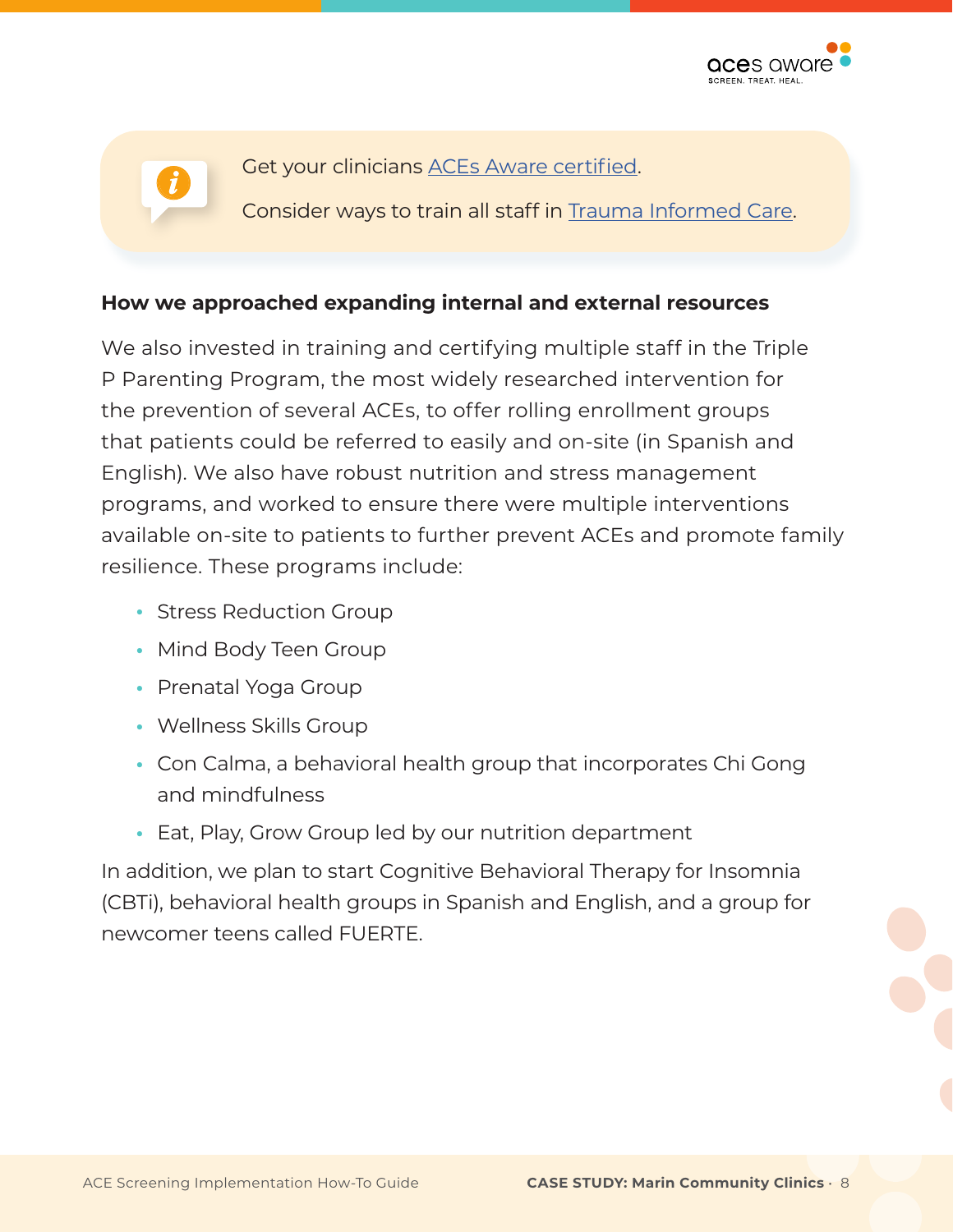Get your clinicians ACEs Aware certified.

Consider ways to train all staff in Trauma Informed Care.

**How we approached expanding internal and external resources**

We also invested in training and certifying multiple staff in the Triple P Parenting Program, the most widely researched intervention for the prevention of several ACEs, to offer rolling enrollment groups that patients could be referred to easily and on-site (in Spanish and English). We also have robust nutrition and stress management programs, and worked to ensure there were multiple interventions available on-site to patients to further prevent ACEs and promote family resilience. These programs include:

- Stress Reduction Group
- Mind Body Teen Group
- Prenatal Yoga Group
- Wellness Skills Group
- Con Calma, a behavioral health group that incorporates Chi Gong and mindfulness
- Eat, Play, Grow Group led by our nutrition department

In addition, we plan to start Cognitive Behavioral Therapy for Insomnia (CBTi), behavioral health groups in Spanish and English, and a group for newcomer teens called FUERTE.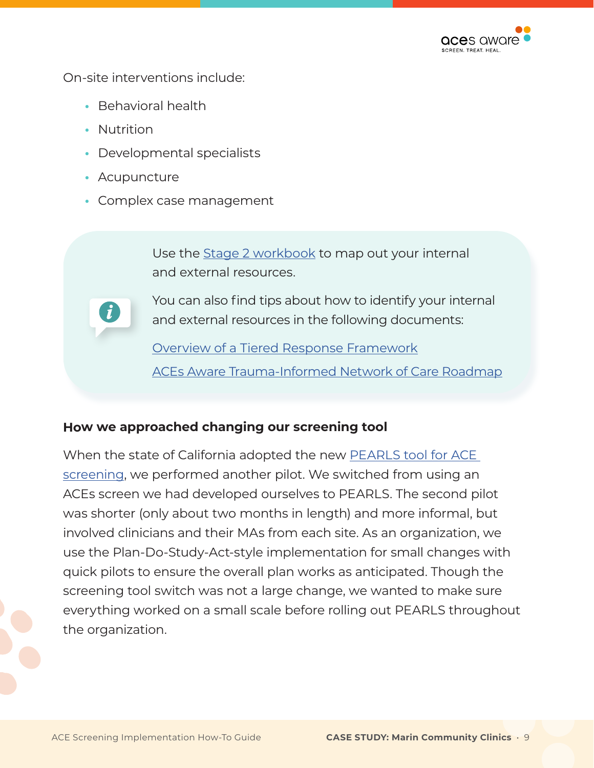On-site interventions include:

- Behavioral health
- Nutrition
- Developmental specialists
- Acupuncture
- Complex case management

> Use the Stage 2 workbook to map out your internal and external resources.
>
> You can also find tips about how to identify your internal and external resources in the following documents:
>
> Overview of a Tiered Response Framework
>
> ACEs Aware Trauma-Informed Network of Care Roadmap

**How we approached changing our screening tool**

When the state of California adopted the new PEARLS tool for ACE screening, we performed another pilot. We switched from using an ACEs screen we had developed ourselves to PEARLS. The second pilot was shorter (only about two months in length) and more informal, but involved clinicians and their MAs from each site. As an organization, we use the Plan-Do-Study-Act-style implementation for small changes with quick pilots to ensure the overall plan works as anticipated. Though the screening tool switch was not a large change, we wanted to make sure everything worked on a small scale before rolling out PEARLS throughout the organization.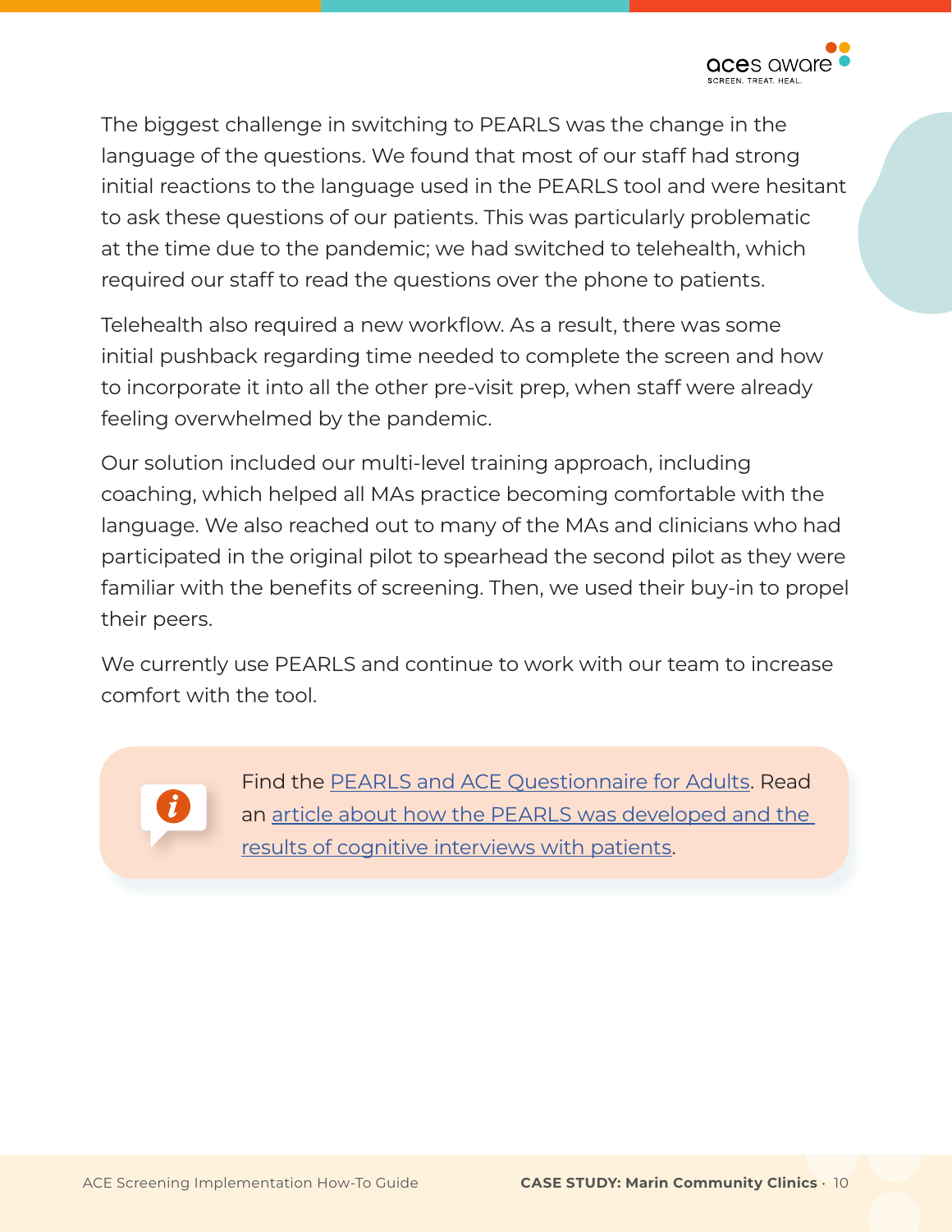The biggest challenge in switching to PEARLS was the change in the language of the questions. We found that most of our staff had strong initial reactions to the language used in the PEARLS tool and were hesitant to ask these questions of our patients. This was particularly problematic at the time due to the pandemic; we had switched to telehealth, which required our staff to read the questions over the phone to patients.

Telehealth also required a new workflow. As a result, there was some initial pushback regarding time needed to complete the screen and how to incorporate it into all the other pre-visit prep, when staff were already feeling overwhelmed by the pandemic.

Our solution included our multi-level training approach, including coaching, which helped all MAs practice becoming comfortable with the language. We also reached out to many of the MAs and clinicians who had participated in the original pilot to spearhead the second pilot as they were familiar with the benefits of screening. Then, we used their buy-in to propel their peers.

We currently use PEARLS and continue to work with our team to increase comfort with the tool.

> Find the PEARLS and ACE Questionnaire for Adults. Read an article about how the PEARLS was developed and the results of cognitive interviews with patients.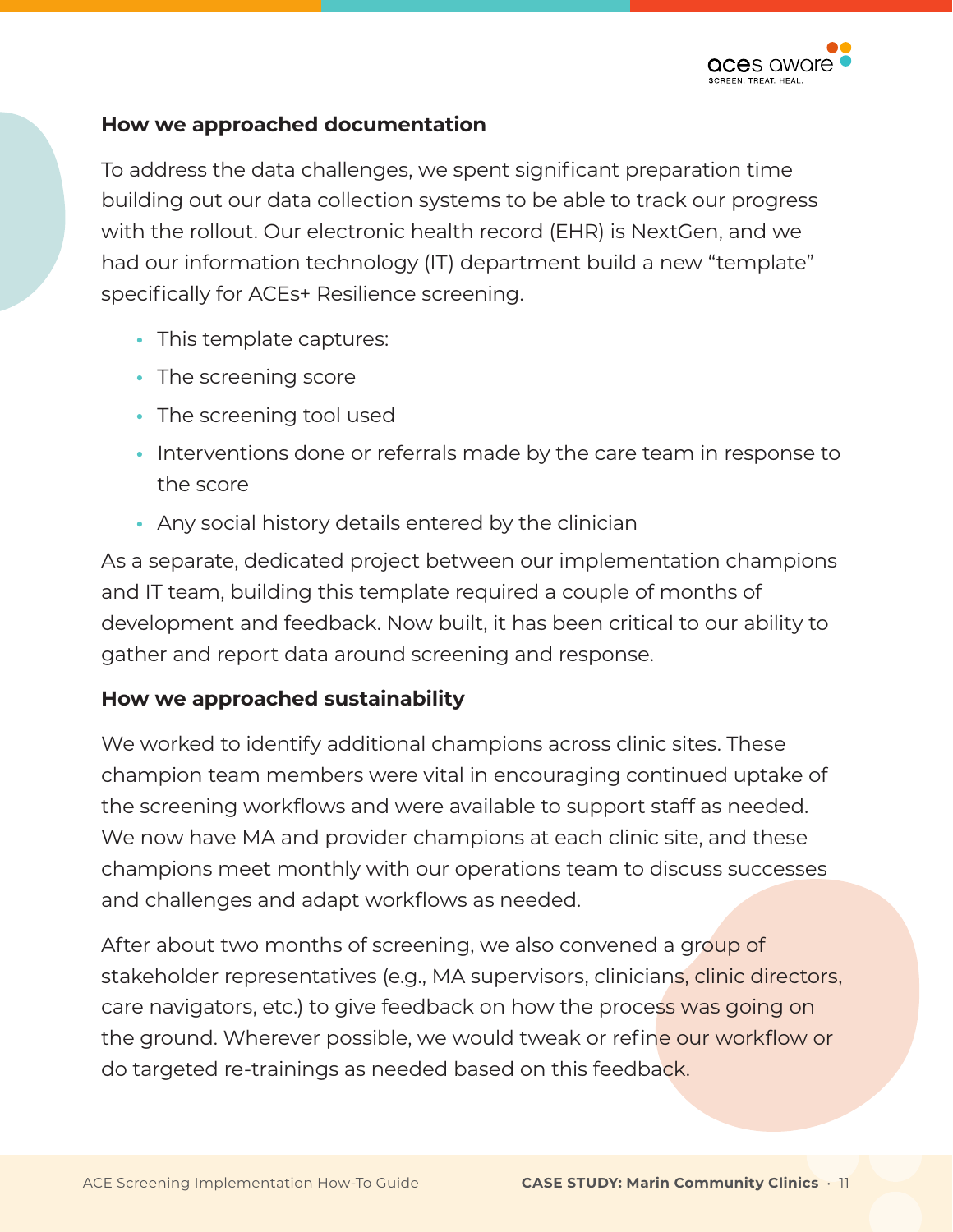**How we approached documentation**

To address the data challenges, we spent significant preparation time building out our data collection systems to be able to track our progress with the rollout. Our electronic health record (EHR) is NextGen, and we had our information technology (IT) department build a new "template" specifically for ACEs+ Resilience screening.

- This template captures:
- The screening score
- The screening tool used
- Interventions done or referrals made by the care team in response to the score
- Any social history details entered by the clinician

As a separate, dedicated project between our implementation champions and IT team, building this template required a couple of months of development and feedback. Now built, it has been critical to our ability to gather and report data around screening and response.

**How we approached sustainability**

We worked to identify additional champions across clinic sites. These champion team members were vital in encouraging continued uptake of the screening workflows and were available to support staff as needed. We now have MA and provider champions at each clinic site, and these champions meet monthly with our operations team to discuss successes and challenges and adapt workflows as needed.

After about two months of screening, we also convened a group of stakeholder representatives (e.g., MA supervisors, clinicians, clinic directors, care navigators, etc.) to give feedback on how the process was going on the ground. Wherever possible, we would tweak or refine our workflow or do targeted re-trainings as needed based on this feedback.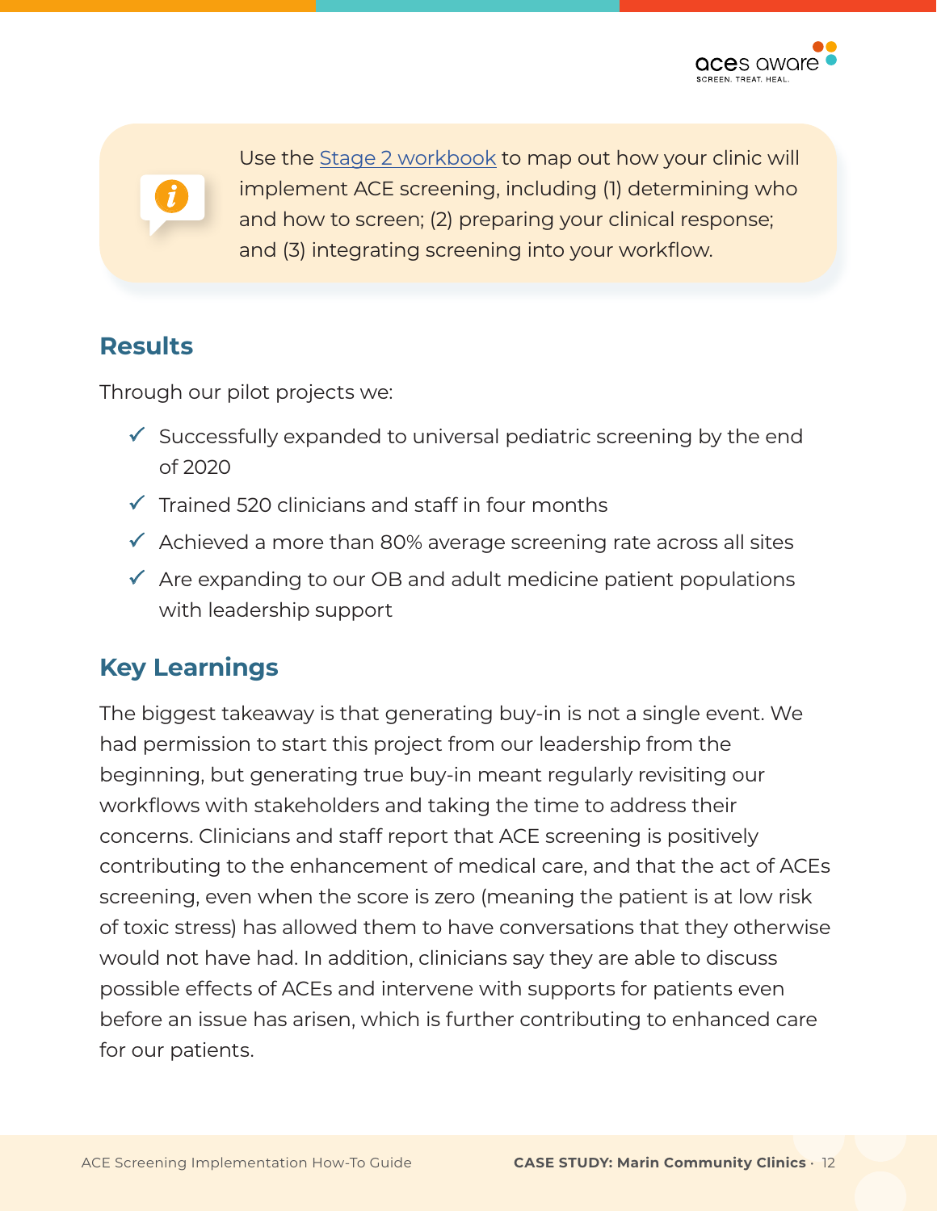> Use the [Stage 2 workbook] to map out how your clinic will implement ACE screening, including (1) determining who and how to screen; (2) preparing your clinical response; and (3) integrating screening into your workflow.

## Results

Through our pilot projects we:

- ✓ Successfully expanded to universal pediatric screening by the end of 2020
- ✓ Trained 520 clinicians and staff in four months
- ✓ Achieved a more than 80% average screening rate across all sites
- ✓ Are expanding to our OB and adult medicine patient populations with leadership support

## Key Learnings

The biggest takeaway is that generating buy-in is not a single event. We had permission to start this project from our leadership from the beginning, but generating true buy-in meant regularly revisiting our workflows with stakeholders and taking the time to address their concerns. Clinicians and staff report that ACE screening is positively contributing to the enhancement of medical care, and that the act of ACEs screening, even when the score is zero (meaning the patient is at low risk of toxic stress) has allowed them to have conversations that they otherwise would not have had. In addition, clinicians say they are able to discuss possible effects of ACEs and intervene with supports for patients even before an issue has arisen, which is further contributing to enhanced care for our patients.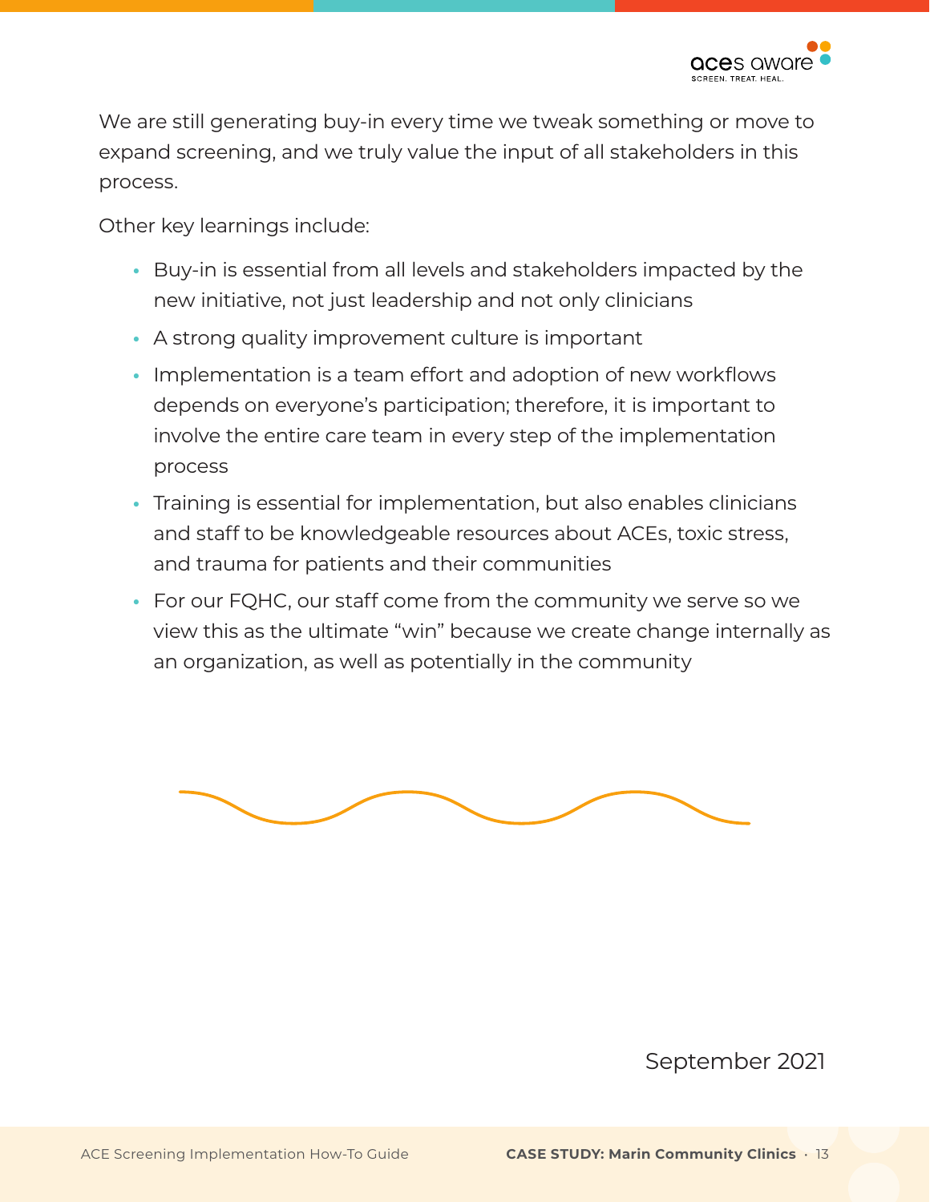We are still generating buy-in every time we tweak something or move to expand screening, and we truly value the input of all stakeholders in this process.

Other key learnings include:

- Buy-in is essential from all levels and stakeholders impacted by the new initiative, not just leadership and not only clinicians
- A strong quality improvement culture is important
- Implementation is a team effort and adoption of new workflows depends on everyone's participation; therefore, it is important to involve the entire care team in every step of the implementation process
- Training is essential for implementation, but also enables clinicians and staff to be knowledgeable resources about ACEs, toxic stress, and trauma for patients and their communities
- For our FQHC, our staff come from the community we serve so we view this as the ultimate "win" because we create change internally as an organization, as well as potentially in the community

September 2021